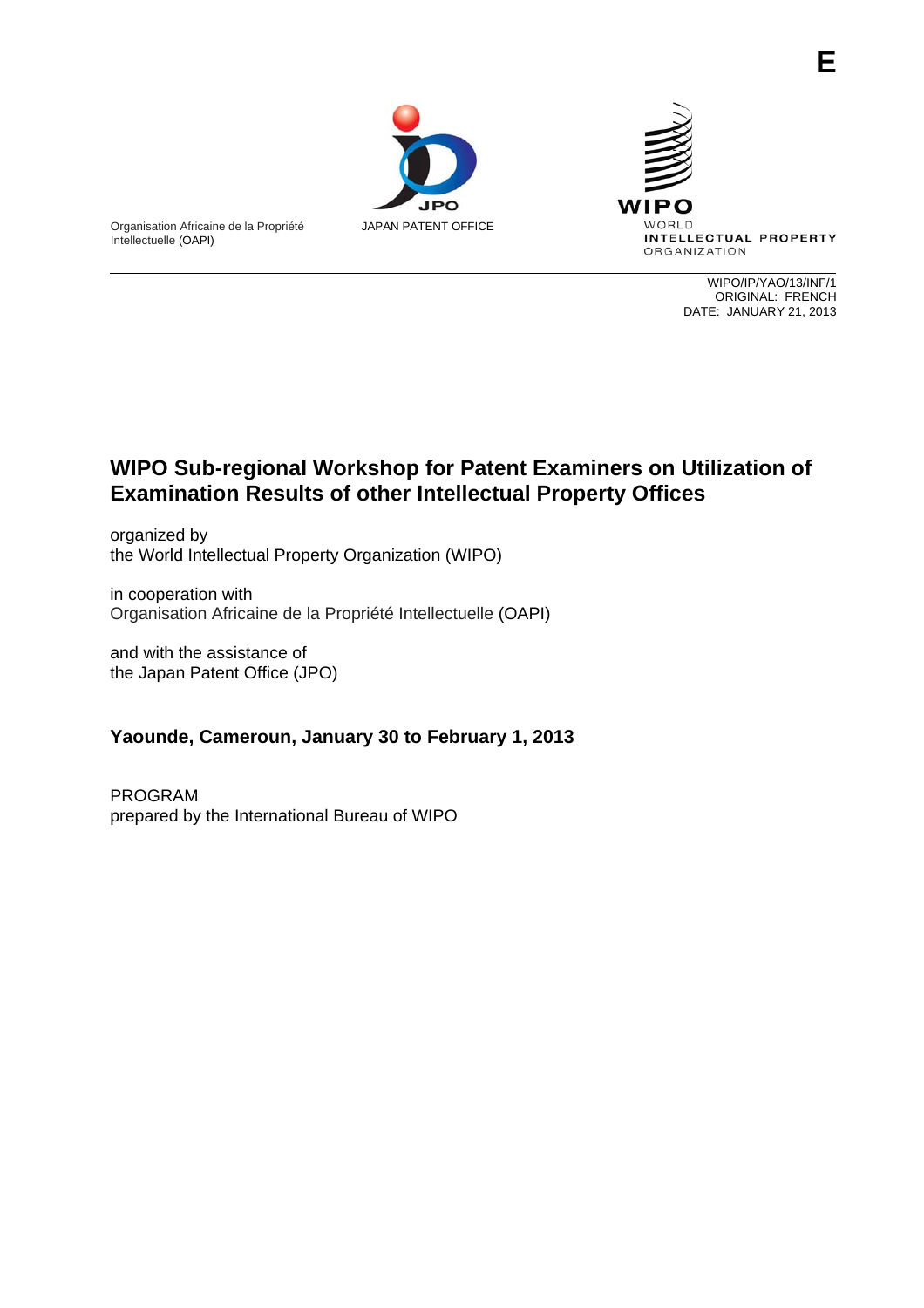E

Organisation Africaine de la Propriété Intellectuelle (OAPI)

JAPAN PATENT OFFICE

WIPO
WORLD INTELLECTUAL PROPERTY ORGANIZATION

WIPO/IP/YAO/13/INF/1
ORIGINAL: FRENCH
DATE: JANUARY 21, 2013

# WIPO Sub-regional Workshop for Patent Examiners on Utilization of Examination Results of other Intellectual Property Offices

organized by
the World Intellectual Property Organization (WIPO)

in cooperation with
Organisation Africaine de la Propriété Intellectuelle (OAPI)

and with the assistance of
the Japan Patent Office (JPO)

## Yaounde, Cameroun, January 30 to February 1, 2013

PROGRAM
prepared by the International Bureau of WIPO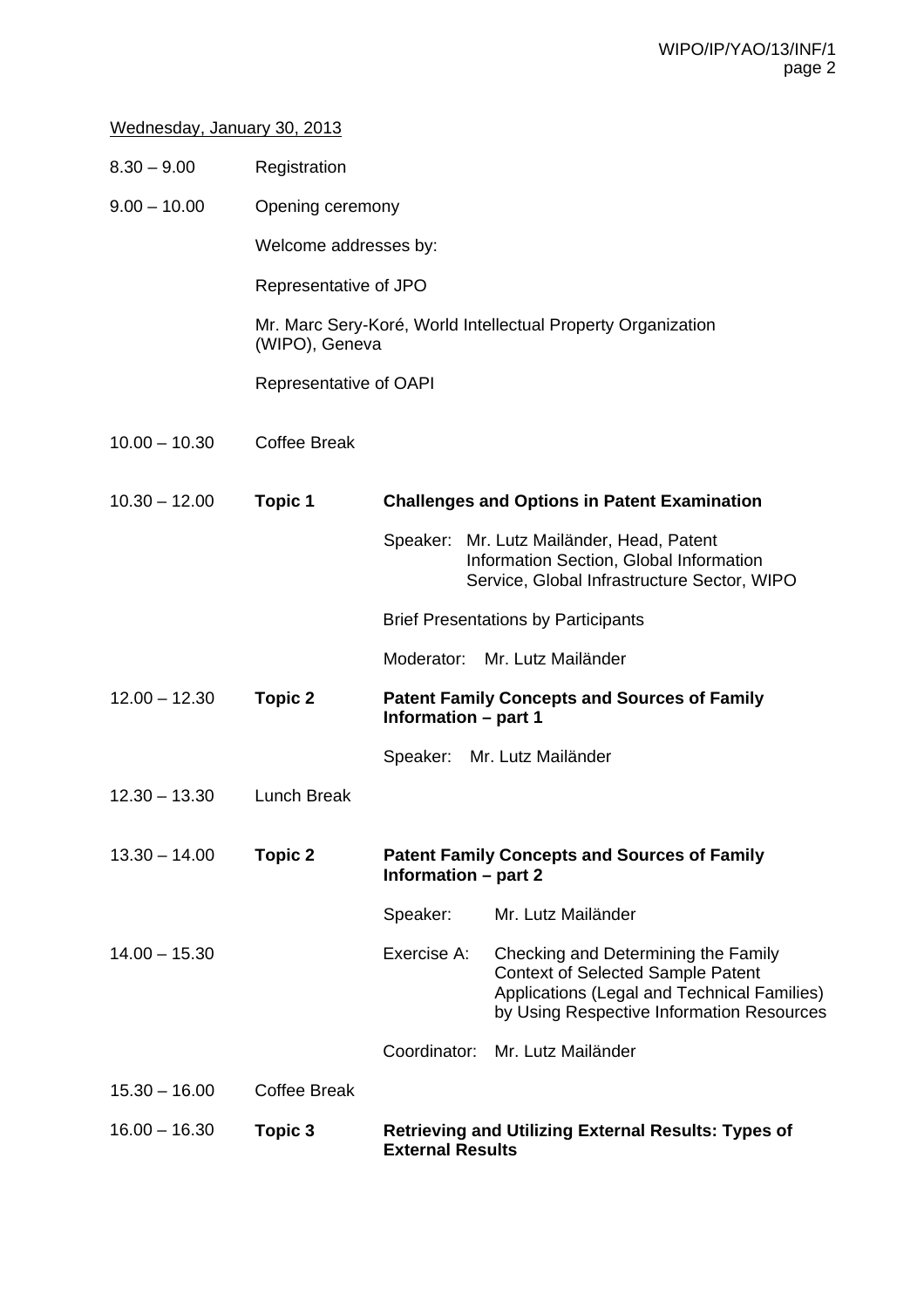Wednesday, January 30, 2013

8.30 – 9.00 Registration

9.00 – 10.00 Opening ceremony

Welcome addresses by:

Representative of JPO

Mr. Marc Sery-Koré, World Intellectual Property Organization (WIPO), Geneva

Representative of OAPI

10.00 – 10.30 Coffee Break

10.30 – 12.00 **Topic 1** **Challenges and Options in Patent Examination**

Speaker: Mr. Lutz Mailänder, Head, Patent Information Section, Global Information Service, Global Infrastructure Sector, WIPO

Brief Presentations by Participants

Moderator: Mr. Lutz Mailänder

12.00 – 12.30 **Topic 2** **Patent Family Concepts and Sources of Family Information – part 1**

Speaker: Mr. Lutz Mailänder

12.30 – 13.30 Lunch Break

13.30 – 14.00 **Topic 2** **Patent Family Concepts and Sources of Family Information – part 2**

Speaker: Mr. Lutz Mailänder

14.00 – 15.30 Exercise A: Checking and Determining the Family Context of Selected Sample Patent Applications (Legal and Technical Families) by Using Respective Information Resources

Coordinator: Mr. Lutz Mailänder

15.30 – 16.00 Coffee Break

16.00 – 16.30 **Topic 3** **Retrieving and Utilizing External Results: Types of External Results**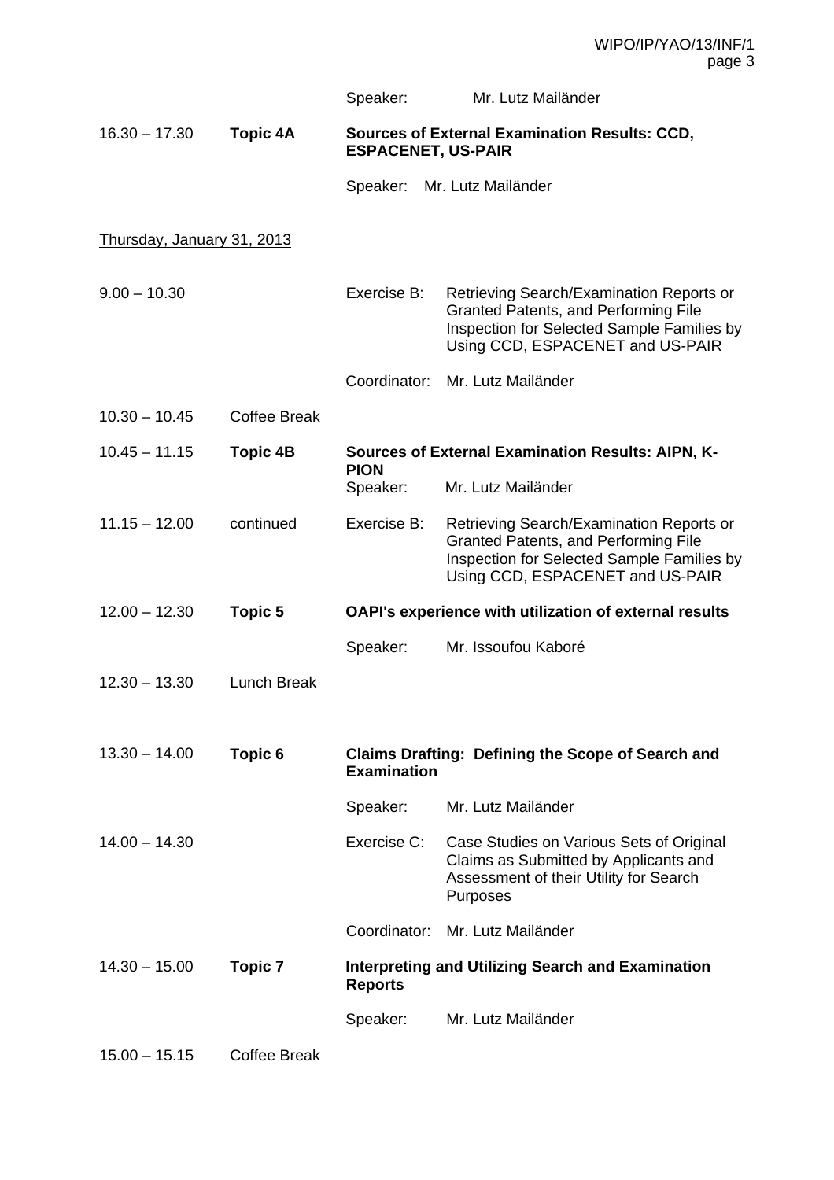| | | | |
|---|---|---|---|
| | | Speaker: | Mr. Lutz Mailänder |
| 16.30 – 17.30 | **Topic 4A** | **Sources of External Examination Results: CCD, ESPACENET, US-PAIR** | |
| | | Speaker: | Mr. Lutz Mailänder |

Thursday, January 31, 2013

| | | | |
|---|---|---|---|
| 9.00 – 10.30 | | Exercise B: | Retrieving Search/Examination Reports or Granted Patents, and Performing File Inspection for Selected Sample Families by Using CCD, ESPACENET and US-PAIR |
| | | Coordinator: | Mr. Lutz Mailänder |
| 10.30 – 10.45 | Coffee Break | | |
| 10.45 – 11.15 | **Topic 4B** | **Sources of External Examination Results: AIPN, K-PION** | |
| | | Speaker: | Mr. Lutz Mailänder |
| 11.15 – 12.00 | continued | Exercise B: | Retrieving Search/Examination Reports or Granted Patents, and Performing File Inspection for Selected Sample Families by Using CCD, ESPACENET and US-PAIR |
| 12.00 – 12.30 | **Topic 5** | **OAPI's experience with utilization of external results** | |
| | | Speaker: | Mr. Issoufou Kaboré |
| 12.30 – 13.30 | Lunch Break | | |
| 13.30 – 14.00 | **Topic 6** | **Claims Drafting: Defining the Scope of Search and Examination** | |
| | | Speaker: | Mr. Lutz Mailänder |
| 14.00 – 14.30 | | Exercise C: | Case Studies on Various Sets of Original Claims as Submitted by Applicants and Assessment of their Utility for Search Purposes |
| | | Coordinator: | Mr. Lutz Mailänder |
| 14.30 – 15.00 | **Topic 7** | **Interpreting and Utilizing Search and Examination Reports** | |
| | | Speaker: | Mr. Lutz Mailänder |
| 15.00 – 15.15 | Coffee Break | | |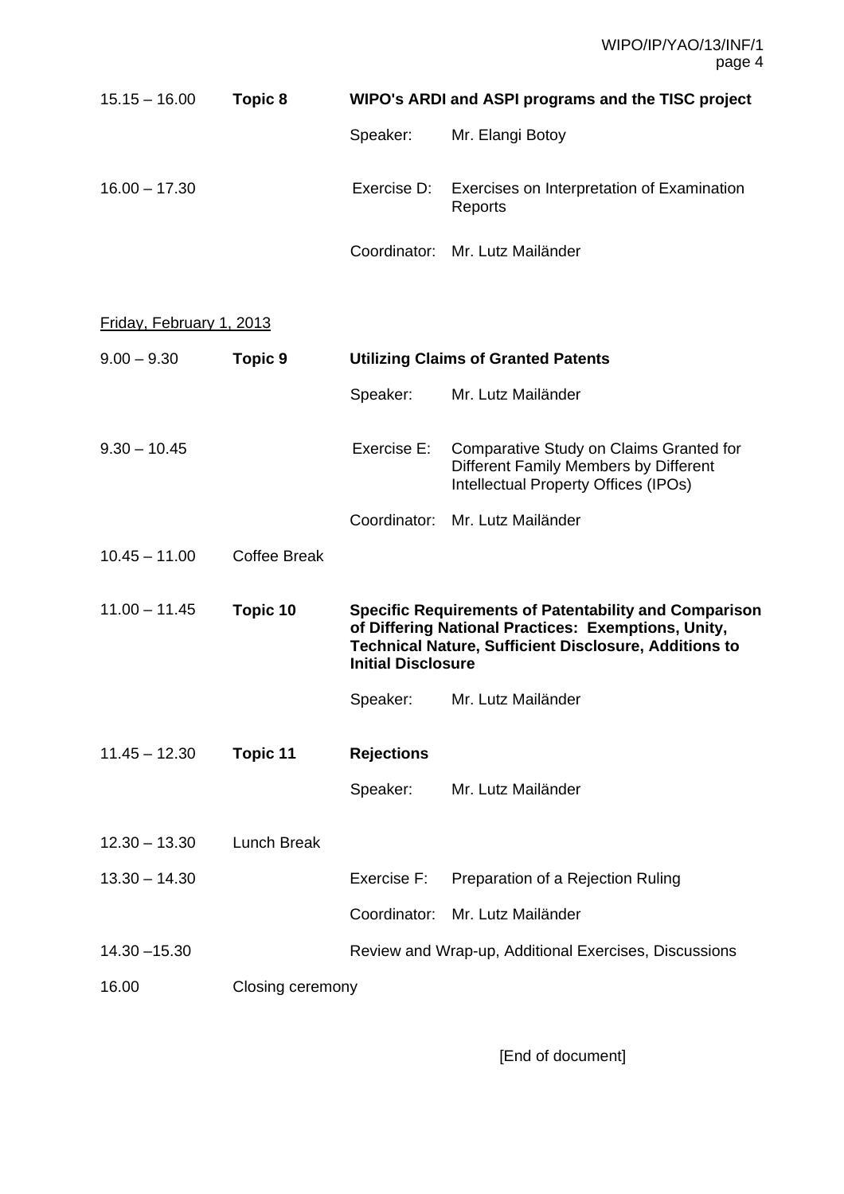| | | | |
|---|---|---|---|
| 15.15 – 16.00 | **Topic 8** | **WIPO's ARDI and ASPI programs and the TISC project** | |
| | | Speaker: | Mr. Elangi Botoy |
| 16.00 – 17.30 | | Exercise D: | Exercises on Interpretation of Examination Reports |
| | | Coordinator: | Mr. Lutz Mailänder |

<u>Friday, February 1, 2013</u>

| | | | |
|---|---|---|---|
| 9.00 – 9.30 | **Topic 9** | **Utilizing Claims of Granted Patents** | |
| | | Speaker: | Mr. Lutz Mailänder |
| 9.30 – 10.45 | | Exercise E: | Comparative Study on Claims Granted for Different Family Members by Different Intellectual Property Offices (IPOs) |
| | | Coordinator: | Mr. Lutz Mailänder |
| 10.45 – 11.00 | Coffee Break | | |
| 11.00 – 11.45 | **Topic 10** | **Specific Requirements of Patentability and Comparison of Differing National Practices: Exemptions, Unity, Technical Nature, Sufficient Disclosure, Additions to Initial Disclosure** | |
| | | Speaker: | Mr. Lutz Mailänder |
| 11.45 – 12.30 | **Topic 11** | **Rejections** | |
| | | Speaker: | Mr. Lutz Mailänder |
| 12.30 – 13.30 | Lunch Break | | |
| 13.30 – 14.30 | | Exercise F: | Preparation of a Rejection Ruling |
| | | Coordinator: | Mr. Lutz Mailänder |
| 14.30 –15.30 | | Review and Wrap-up, Additional Exercises, Discussions | |
| 16.00 | Closing ceremony | | |

[End of document]